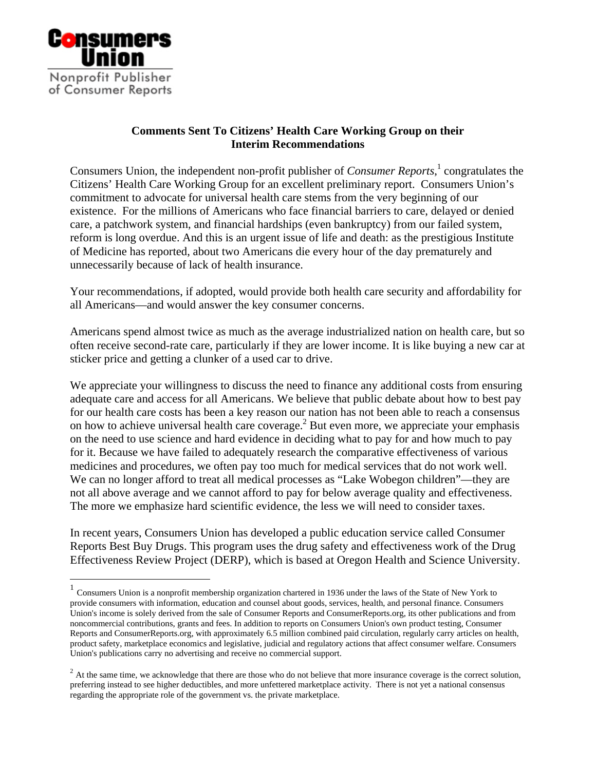**Consumers Union**

Nonprofit Publisher of Consumer Reports

**Comments Sent To Citizens' Health Care Working Group on their Interim Recommendations**

Consumers Union, the independent non-profit publisher of *Consumer Reports*,[1] congratulates the Citizens' Health Care Working Group for an excellent preliminary report. Consumers Union's commitment to advocate for universal health care stems from the very beginning of our existence. For the millions of Americans who face financial barriers to care, delayed or denied care, a patchwork system, and financial hardships (even bankruptcy) from our failed system, reform is long overdue. And this is an urgent issue of life and death: as the prestigious Institute of Medicine has reported, about two Americans die every hour of the day prematurely and unnecessarily because of lack of health insurance.

Your recommendations, if adopted, would provide both health care security and affordability for all Americans—and would answer the key consumer concerns.

Americans spend almost twice as much as the average industrialized nation on health care, but so often receive second-rate care, particularly if they are lower income. It is like buying a new car at sticker price and getting a clunker of a used car to drive.

We appreciate your willingness to discuss the need to finance any additional costs from ensuring adequate care and access for all Americans. We believe that public debate about how to best pay for our health care costs has been a key reason our nation has not been able to reach a consensus on how to achieve universal health care coverage.[2] But even more, we appreciate your emphasis on the need to use science and hard evidence in deciding what to pay for and how much to pay for it. Because we have failed to adequately research the comparative effectiveness of various medicines and procedures, we often pay too much for medical services that do not work well. We can no longer afford to treat all medical processes as "Lake Wobegon children"—they are not all above average and we cannot afford to pay for below average quality and effectiveness. The more we emphasize hard scientific evidence, the less we will need to consider taxes.

In recent years, Consumers Union has developed a public education service called Consumer Reports Best Buy Drugs. This program uses the drug safety and effectiveness work of the Drug Effectiveness Review Project (DERP), which is based at Oregon Health and Science University.

---

[1] Consumers Union is a nonprofit membership organization chartered in 1936 under the laws of the State of New York to provide consumers with information, education and counsel about goods, services, health, and personal finance. Consumers Union's income is solely derived from the sale of Consumer Reports and ConsumerReports.org, its other publications and from noncommercial contributions, grants and fees. In addition to reports on Consumers Union's own product testing, Consumer Reports and ConsumerReports.org, with approximately 6.5 million combined paid circulation, regularly carry articles on health, product safety, marketplace economics and legislative, judicial and regulatory actions that affect consumer welfare. Consumers Union's publications carry no advertising and receive no commercial support.

[2] At the same time, we acknowledge that there are those who do not believe that more insurance coverage is the correct solution, preferring instead to see higher deductibles, and more unfettered marketplace activity. There is not yet a national consensus regarding the appropriate role of the government vs. the private marketplace.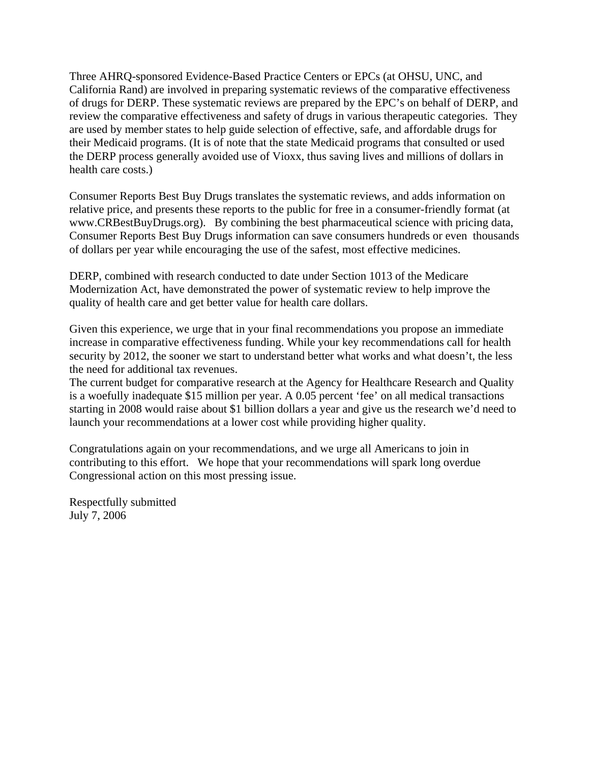Three AHRQ-sponsored Evidence-Based Practice Centers or EPCs (at OHSU, UNC, and California Rand) are involved in preparing systematic reviews of the comparative effectiveness of drugs for DERP. These systematic reviews are prepared by the EPC's on behalf of DERP, and review the comparative effectiveness and safety of drugs in various therapeutic categories. They are used by member states to help guide selection of effective, safe, and affordable drugs for their Medicaid programs. (It is of note that the state Medicaid programs that consulted or used the DERP process generally avoided use of Vioxx, thus saving lives and millions of dollars in health care costs.)

Consumer Reports Best Buy Drugs translates the systematic reviews, and adds information on relative price, and presents these reports to the public for free in a consumer-friendly format (at www.CRBestBuyDrugs.org). By combining the best pharmaceutical science with pricing data, Consumer Reports Best Buy Drugs information can save consumers hundreds or even thousands of dollars per year while encouraging the use of the safest, most effective medicines.

DERP, combined with research conducted to date under Section 1013 of the Medicare Modernization Act, have demonstrated the power of systematic review to help improve the quality of health care and get better value for health care dollars.

Given this experience, we urge that in your final recommendations you propose an immediate increase in comparative effectiveness funding. While your key recommendations call for health security by 2012, the sooner we start to understand better what works and what doesn't, the less the need for additional tax revenues.
The current budget for comparative research at the Agency for Healthcare Research and Quality is a woefully inadequate $15 million per year. A 0.05 percent 'fee' on all medical transactions starting in 2008 would raise about $1 billion dollars a year and give us the research we'd need to launch your recommendations at a lower cost while providing higher quality.

Congratulations again on your recommendations, and we urge all Americans to join in contributing to this effort. We hope that your recommendations will spark long overdue Congressional action on this most pressing issue.

Respectfully submitted
July 7, 2006